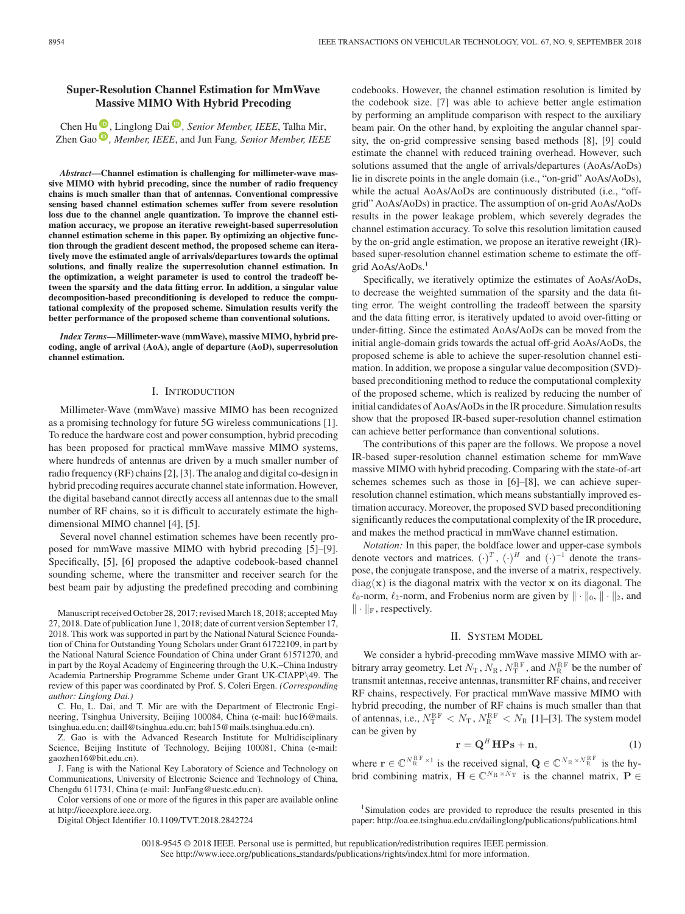# Super-Resolution Channel Estimation for MmWave Massive MIMO With Hybrid Precoding

Chen Hu, Linglong Dai, *Senior Member, IEEE*, Talha Mir, Zhen Gao, *Member, IEEE*, and Jun Fang, *Senior Member, IEEE*

***Abstract*—Channel estimation is challenging for millimeter-wave massive MIMO with hybrid precoding, since the number of radio frequency chains is much smaller than that of antennas. Conventional compressive sensing based channel estimation schemes suffer from severe resolution loss due to the channel angle quantization. To improve the channel estimation accuracy, we propose an iterative reweight-based superresolution channel estimation scheme in this paper. By optimizing an objective function through the gradient descent method, the proposed scheme can iteratively move the estimated angle of arrivals/departures towards the optimal solutions, and finally realize the superresolution channel estimation. In the optimization, a weight parameter is used to control the tradeoff between the sparsity and the data fitting error. In addition, a singular value decomposition-based preconditioning is developed to reduce the computational complexity of the proposed scheme. Simulation results verify the better performance of the proposed scheme than conventional solutions.**

***Index Terms*—Millimeter-wave (mmWave), massive MIMO, hybrid precoding, angle of arrival (AoA), angle of departure (AoD), superresolution channel estimation.**

## I. Introduction

Millimeter-Wave (mmWave) massive MIMO has been recognized as a promising technology for future 5G wireless communications [1]. To reduce the hardware cost and power consumption, hybrid precoding has been proposed for practical mmWave massive MIMO systems, where hundreds of antennas are driven by a much smaller number of radio frequency (RF) chains [2], [3]. The analog and digital co-design in hybrid precoding requires accurate channel state information. However, the digital baseband cannot directly access all antennas due to the small number of RF chains, so it is difficult to accurately estimate the high-dimensional MIMO channel [4], [5].

Several novel channel estimation schemes have been recently proposed for mmWave massive MIMO with hybrid precoding [5]–[9]. Specifically, [5], [6] proposed the adaptive codebook-based channel sounding scheme, where the transmitter and receiver search for the best beam pair by adjusting the predefined precoding and combining codebooks. However, the channel estimation resolution is limited by the codebook size. [7] was able to achieve better angle estimation by performing an amplitude comparison with respect to the auxiliary beam pair. On the other hand, by exploiting the angular channel sparsity, the on-grid compressive sensing based methods [8], [9] could estimate the channel with reduced training overhead. However, such solutions assumed that the angle of arrivals/departures (AoAs/AoDs) lie in discrete points in the angle domain (i.e., "on-grid" AoAs/AoDs), while the actual AoAs/AoDs are continuously distributed (i.e., "off-grid" AoAs/AoDs) in practice. The assumption of on-grid AoAs/AoDs results in the power leakage problem, which severely degrades the channel estimation accuracy. To solve this resolution limitation caused by the on-grid angle estimation, we propose an iterative reweight (IR)-based super-resolution channel estimation scheme to estimate the off-grid AoAs/AoDs.[1]

Specifically, we iteratively optimize the estimates of AoAs/AoDs, to decrease the weighted summation of the sparsity and the data fitting error. The weight controlling the tradeoff between the sparsity and the data fitting error, is iteratively updated to avoid over-fitting or under-fitting. Since the estimated AoAs/AoDs can be moved from the initial angle-domain grids towards the actual off-grid AoAs/AoDs, the proposed scheme is able to achieve the super-resolution channel estimation. In addition, we propose a singular value decomposition (SVD)-based preconditioning method to reduce the computational complexity of the proposed scheme, which is realized by reducing the number of initial candidates of AoAs/AoDs in the IR procedure. Simulation results show that the proposed IR-based super-resolution channel estimation can achieve better performance than conventional solutions.

The contributions of this paper are the follows. We propose a novel IR-based super-resolution channel estimation scheme for mmWave massive MIMO with hybrid precoding. Comparing with the state-of-art schemes schemes such as those in [6]–[8], we can achieve super-resolution channel estimation, which means substantially improved estimation accuracy. Moreover, the proposed SVD based preconditioning significantly reduces the computational complexity of the IR procedure, and makes the method practical in mmWave massive MIMO channel estimation.

*Notation:* In this paper, the boldface lower and upper-case symbols denote vectors and matrices. $(\cdot)^T$, $(\cdot)^H$ and $(\cdot)^{-1}$ denote the transpose, the conjugate transpose, and the inverse of a matrix, respectively. $\mathrm{diag}(\mathbf{x})$ is the diagonal matrix with the vector $\mathbf{x}$ on its diagonal. The $\ell_0$-norm, $\ell_2$-norm, and Frobenius norm are given by $\|\cdot\|_0$, $\|\cdot\|_2$, and $\|\cdot\|_{\mathrm{F}}$, respectively.

## II. System Model

We consider a hybrid-precoding mmWave massive MIMO with arbitrary array geometry. Let $N_{\mathrm{T}}$, $N_{\mathrm{R}}$, $N_{\mathrm{T}}^{\mathrm{RF}}$, and $N_{\mathrm{R}}^{\mathrm{RF}}$ be the number of transmit antennas, receive antennas, transmitter RF chains, and receiver RF chains, respectively. For practical mmWave massive MIMO with hybrid precoding, the number of RF chains is much smaller than that of antennas, i.e., $N_{\mathrm{T}}^{\mathrm{RF}} < N_{\mathrm{T}}$, $N_{\mathrm{R}}^{\mathrm{RF}} < N_{\mathrm{R}}$ [1]–[3]. The system model can be given by

$$\mathbf{r} = \mathbf{Q}^H \mathbf{H} \mathbf{P} \mathbf{s} + \mathbf{n}, \tag{1}$$

where $\mathbf{r} \in \mathbb{C}^{N_{\mathrm{R}}^{\mathrm{RF}} \times 1}$ is the received signal, $\mathbf{Q} \in \mathbb{C}^{N_{\mathrm{R}} \times N_{\mathrm{R}}^{\mathrm{RF}}}$ is the hybrid combining matrix, $\mathbf{H} \in \mathbb{C}^{N_{\mathrm{R}} \times N_{\mathrm{T}}}$ is the channel matrix, $\mathbf{P} \in$

---

Manuscript received October 28, 2017; revised March 18, 2018; accepted May 27, 2018. Date of publication June 1, 2018; date of current version September 17, 2018. This work was supported in part by the National Natural Science Foundation of China for Outstanding Young Scholars under Grant 61722109, in part by the National Natural Science Foundation of China under Grant 61571270, and in part by the Royal Academy of Engineering through the U.K.–China Industry Academia Partnership Programme Scheme under Grant UK-CIAPP\49. The review of this paper was coordinated by Prof. S. Coleri Ergen. *(Corresponding author: Linglong Dai.)*

C. Hu, L. Dai, and T. Mir are with the Department of Electronic Engineering, Tsinghua University, Beijing 100084, China (e-mail: huc16@mails.tsinghua.edu.cn; daill@tsinghua.edu.cn; bah15@mails.tsinghua.edu.cn).

Z. Gao is with the Advanced Research Institute for Multidisciplinary Science, Beijing Institute of Technology, Beijing 100081, China (e-mail: gaozhen16@bit.edu.cn).

J. Fang is with the National Key Laboratory of Science and Technology on Communications, University of Electronic Science and Technology of China, Chengdu 611731, China (e-mail: JunFang@uestc.edu.cn).

Color versions of one or more of the figures in this paper are available online at http://ieeexplore.ieee.org.

Digital Object Identifier 10.1109/TVT.2018.2842724

[1] Simulation codes are provided to reproduce the results presented in this paper: http://oa.ee.tsinghua.edu.cn/dailinglong/publications/publications.html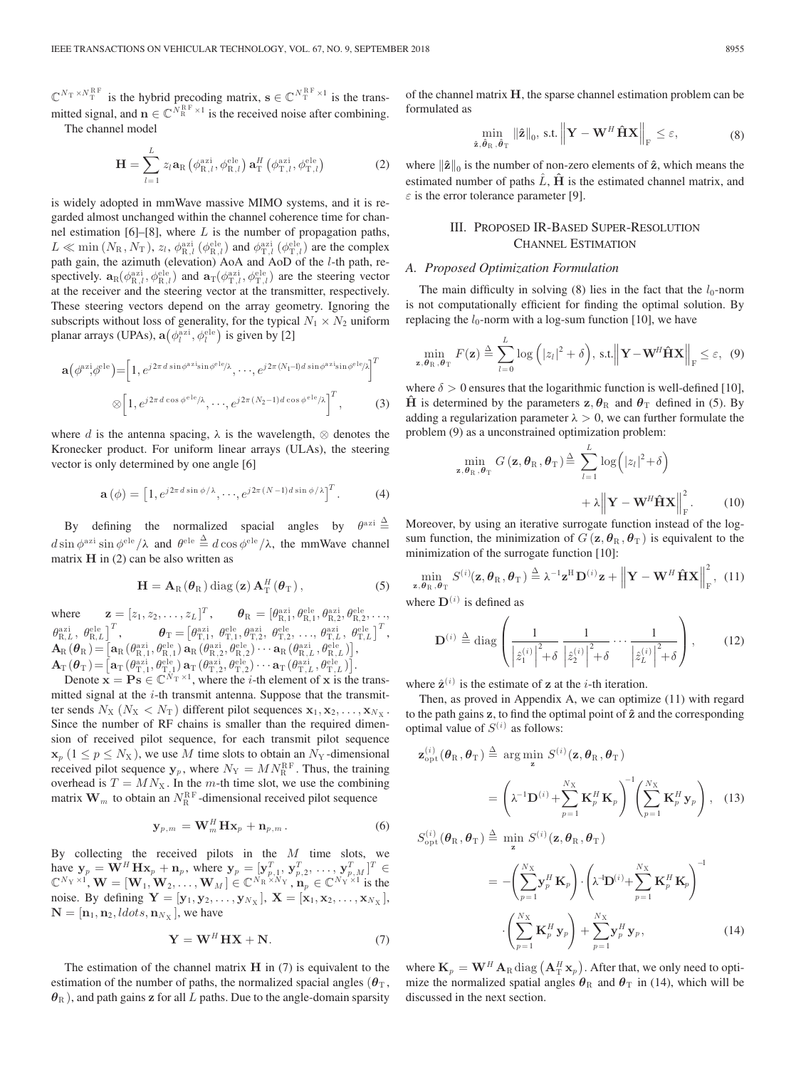$\mathbb{C}^{N_\mathrm{T}\times N_\mathrm{T}^\mathrm{RF}}$ is the hybrid precoding matrix, $\mathbf{s}\in\mathbb{C}^{N_\mathrm{T}^\mathrm{RF}\times 1}$ is the transmitted signal, and $\mathbf{n}\in\mathbb{C}^{N_\mathrm{R}^\mathrm{RF}\times 1}$ is the received noise after combining.

The channel model

$$\mathbf{H}=\sum_{l=1}^{L} z_l \mathbf{a}_\mathrm{R}\left(\phi_{\mathrm{R},l}^\mathrm{azi},\phi_{\mathrm{R},l}^\mathrm{ele}\right)\mathbf{a}_\mathrm{T}^H\left(\phi_{\mathrm{T},l}^\mathrm{azi},\phi_{\mathrm{T},l}^\mathrm{ele}\right) \tag{2}$$

is widely adopted in mmWave massive MIMO systems, and it is regarded almost unchanged within the channel coherence time for channel estimation [6]–[8], where $L$ is the number of propagation paths, $L\ll\min(N_\mathrm{R},N_\mathrm{T})$, $z_l$, $\phi_{\mathrm{R},l}^\mathrm{azi}$ ($\phi_{\mathrm{R},l}^\mathrm{ele}$) and $\phi_{\mathrm{T},l}^\mathrm{azi}$ ($\phi_{\mathrm{T},l}^\mathrm{ele}$) are the complex path gain, the azimuth (elevation) AoA and AoD of the $l$-th path, respectively. $\mathbf{a}_\mathrm{R}(\phi_{\mathrm{R},l}^\mathrm{azi},\phi_{\mathrm{R},l}^\mathrm{ele})$ and $\mathbf{a}_\mathrm{T}(\phi_{\mathrm{T},l}^\mathrm{azi},\phi_{\mathrm{T},l}^\mathrm{ele})$ are the steering vector at the receiver and the steering vector at the transmitter, respectively. These steering vectors depend on the array geometry. Ignoring the subscripts without loss of generality, for the typical $N_1\times N_2$ uniform planar arrays (UPAs), $\mathbf{a}\left(\phi_l^\mathrm{azi},\phi_l^\mathrm{ele}\right)$ is given by [2]

$$\mathbf{a}\left(\phi^\mathrm{azi},\phi^\mathrm{ele}\right)=\left[1,e^{j2\pi d\sin\phi^\mathrm{azi}\sin\phi^\mathrm{ele}/\lambda},\cdots,e^{j2\pi(N_1-1)d\sin\phi^\mathrm{azi}\sin\phi^\mathrm{ele}/\lambda}\right]^T \otimes\left[1,e^{j2\pi d\cos\phi^\mathrm{ele}/\lambda},\cdots,e^{j2\pi(N_2-1)d\cos\phi^\mathrm{ele}/\lambda}\right]^T, \tag{3}$$

where $d$ is the antenna spacing, $\lambda$ is the wavelength, $\otimes$ denotes the Kronecker product. For uniform linear arrays (ULAs), the steering vector is only determined by one angle [6]

$$\mathbf{a}(\phi)=\left[1,e^{j2\pi d\sin\phi/\lambda},\cdots,e^{j2\pi(N-1)d\sin\phi/\lambda}\right]^T. \tag{4}$$

By defining the normalized spacial angles by $\theta^\mathrm{azi}\triangleq d\sin\phi^\mathrm{azi}\sin\phi^\mathrm{ele}/\lambda$ and $\theta^\mathrm{ele}\triangleq d\cos\phi^\mathrm{ele}/\lambda$, the mmWave channel matrix $\mathbf{H}$ in (2) can be also written as

$$\mathbf{H}=\mathbf{A}_\mathrm{R}(\boldsymbol{\theta}_\mathrm{R})\,\mathrm{diag}(\mathbf{z})\,\mathbf{A}_\mathrm{T}^H(\boldsymbol{\theta}_\mathrm{T}), \tag{5}$$

where $\mathbf{z}=[z_1,z_2,\ldots,z_L]^T$, $\boldsymbol{\theta}_\mathrm{R}=[\theta_{\mathrm{R},1}^\mathrm{azi},\theta_{\mathrm{R},1}^\mathrm{ele},\theta_{\mathrm{R},2}^\mathrm{azi},\theta_{\mathrm{R},2}^\mathrm{ele},\ldots,\theta_{\mathrm{R},L}^\mathrm{azi},\theta_{\mathrm{R},L}^\mathrm{ele}]^T$, $\boldsymbol{\theta}_\mathrm{T}=\left[\theta_{\mathrm{T},1}^\mathrm{azi},\theta_{\mathrm{T},1}^\mathrm{ele},\theta_{\mathrm{T},2}^\mathrm{azi},\theta_{\mathrm{T},2}^\mathrm{ele},\ldots,\theta_{\mathrm{T},L}^\mathrm{azi},\theta_{\mathrm{T},L}^\mathrm{ele}\right]^T$, $\mathbf{A}_\mathrm{R}(\boldsymbol{\theta}_\mathrm{R})=\left[\mathbf{a}_\mathrm{R}(\theta_{\mathrm{R},1}^\mathrm{azi},\theta_{\mathrm{R},1}^\mathrm{ele})\,\mathbf{a}_\mathrm{R}(\theta_{\mathrm{R},2}^\mathrm{azi},\theta_{\mathrm{R},2}^\mathrm{ele})\cdots\mathbf{a}_\mathrm{R}(\theta_{\mathrm{R},L}^\mathrm{azi},\theta_{\mathrm{R},L}^\mathrm{ele})\right]$, $\mathbf{A}_\mathrm{T}(\boldsymbol{\theta}_\mathrm{T})=\left[\mathbf{a}_\mathrm{T}(\theta_{\mathrm{T},1}^\mathrm{azi},\theta_{\mathrm{T},1}^\mathrm{ele})\,\mathbf{a}_\mathrm{T}(\theta_{\mathrm{T},2}^\mathrm{azi},\theta_{\mathrm{T},2}^\mathrm{ele})\cdots\mathbf{a}_\mathrm{T}(\theta_{\mathrm{T},L}^\mathrm{azi},\theta_{\mathrm{T},L}^\mathrm{ele})\right]$.

Denote $\mathbf{x}=\mathbf{P}\mathbf{s}\in\mathbb{C}^{N_\mathrm{T}\times 1}$, where the $i$-th element of $\mathbf{x}$ is the transmitted signal in the $i$-th transmit antenna. Suppose that the transmitter sends $N_\mathrm{X}$ ($N_\mathrm{X}<N_\mathrm{T}$) different pilot sequences $\mathbf{x}_1,\mathbf{x}_2,\ldots,\mathbf{x}_{N_\mathrm{X}}$. Since the number of RF chains is smaller than the required dimension of received pilot sequence, for each transmit pilot sequence $\mathbf{x}_p$ ($1\leq p\leq N_\mathrm{X}$), we use $M$ time slots to obtain an $N_\mathrm{Y}$-dimensional received pilot sequence $\mathbf{y}_p$, where $N_\mathrm{Y}=MN_\mathrm{R}^\mathrm{RF}$. Thus, the training overhead is $T=MN_\mathrm{X}$. In the $m$-th time slot, we use the combining matrix $\mathbf{W}_m$ to obtain an $N_\mathrm{R}^\mathrm{RF}$-dimensional received pilot sequence

$$\mathbf{y}_{p,m}=\mathbf{W}_m^H\mathbf{H}\mathbf{x}_p+\mathbf{n}_{p,m}. \tag{6}$$

By collecting the received pilots in the $M$ time slots, we have $\mathbf{y}_p=\mathbf{W}^H\mathbf{H}\mathbf{x}_p+\mathbf{n}_p$, where $\mathbf{y}_p=[\mathbf{y}_{p,1}^T,\mathbf{y}_{p,2}^T,\ldots,\mathbf{y}_{p,M}^T]^T\in\mathbb{C}^{N_\mathrm{Y}\times 1}$, $\mathbf{W}=[\mathbf{W}_1,\mathbf{W}_2,\ldots,\mathbf{W}_M]\in\mathbb{C}^{N_\mathrm{R}\times N_\mathrm{Y}}$, $\mathbf{n}_p\in\mathbb{C}^{N_\mathrm{Y}\times 1}$ is the noise. By defining $\mathbf{Y}=[\mathbf{y}_1,\mathbf{y}_2,\ldots,\mathbf{y}_{N_\mathrm{X}}]$, $\mathbf{X}=[\mathbf{x}_1,\mathbf{x}_2,\ldots,\mathbf{x}_{N_\mathrm{X}}]$, $\mathbf{N}=[\mathbf{n}_1,\mathbf{n}_2,ldots,\mathbf{n}_{N_\mathrm{X}}]$, we have

$$\mathbf{Y}=\mathbf{W}^H\mathbf{H}\mathbf{X}+\mathbf{N}. \tag{7}$$

The estimation of the channel matrix $\mathbf{H}$ in (7) is equivalent to the estimation of the number of paths, the normalized spacial angles ($\boldsymbol{\theta}_\mathrm{T}$, $\boldsymbol{\theta}_\mathrm{R}$), and path gains $\mathbf{z}$ for all $L$ paths. Due to the angle-domain sparsity of the channel matrix $\mathbf{H}$, the sparse channel estimation problem can be formulated as

$$\min_{\hat{\mathbf{z}},\hat{\boldsymbol{\theta}}_\mathrm{R},\hat{\boldsymbol{\theta}}_\mathrm{T}}\|\hat{\mathbf{z}}\|_0,\ \text{s.t.}\left\|\mathbf{Y}-\mathbf{W}^H\hat{\mathbf{H}}\mathbf{X}\right\|_\mathrm{F}\leq\varepsilon, \tag{8}$$

where $\|\hat{\mathbf{z}}\|_0$ is the number of non-zero elements of $\hat{\mathbf{z}}$, which means the estimated number of paths $\hat{L}$, $\hat{\mathbf{H}}$ is the estimated channel matrix, and $\varepsilon$ is the error tolerance parameter [9].

## III. Proposed IR-Based Super-Resolution Channel Estimation

### A. Proposed Optimization Formulation

The main difficulty in solving (8) lies in the fact that the $l_0$-norm is not computationally efficient for finding the optimal solution. By replacing the $l_0$-norm with a log-sum function [10], we have

$$\min_{\mathbf{z},\boldsymbol{\theta}_\mathrm{R},\boldsymbol{\theta}_\mathrm{T}} F(\mathbf{z})\triangleq\sum_{l=0}^{L}\log\left(|z_l|^2+\delta\right),\ \text{s.t.}\left\|\mathbf{Y}-\mathbf{W}^H\hat{\mathbf{H}}\mathbf{X}\right\|_\mathrm{F}\leq\varepsilon, \tag{9}$$

where $\delta>0$ ensures that the logarithmic function is well-defined [10], $\hat{\mathbf{H}}$ is determined by the parameters $\mathbf{z},\boldsymbol{\theta}_\mathrm{R}$ and $\boldsymbol{\theta}_\mathrm{T}$ defined in (5). By adding a regularization parameter $\lambda>0$, we can further formulate the problem (9) as a unconstrained optimization problem:

$$\min_{\mathbf{z},\boldsymbol{\theta}_\mathrm{R},\boldsymbol{\theta}_\mathrm{T}} G(\mathbf{z},\boldsymbol{\theta}_\mathrm{R},\boldsymbol{\theta}_\mathrm{T})\triangleq\sum_{l=1}^{L}\log\left(|z_l|^2+\delta\right)+\lambda\left\|\mathbf{Y}-\mathbf{W}^H\hat{\mathbf{H}}\mathbf{X}\right\|_\mathrm{F}^2. \tag{10}$$

Moreover, by using an iterative surrogate function instead of the log-sum function, the minimization of $G(\mathbf{z},\boldsymbol{\theta}_\mathrm{R},\boldsymbol{\theta}_\mathrm{T})$ is equivalent to the minimization of the surrogate function [10]:

$$\min_{\mathbf{z},\boldsymbol{\theta}_\mathrm{R},\boldsymbol{\theta}_\mathrm{T}} S^{(i)}(\mathbf{z},\boldsymbol{\theta}_\mathrm{R},\boldsymbol{\theta}_\mathrm{T})\triangleq\lambda^{-1}\mathbf{z}^\mathrm{H}\mathbf{D}^{(i)}\mathbf{z}+\left\|\mathbf{Y}-\mathbf{W}^H\hat{\mathbf{H}}\mathbf{X}\right\|_\mathrm{F}^2, \tag{11}$$

where $\mathbf{D}^{(i)}$ is defined as

$$\mathbf{D}^{(i)}\triangleq\mathrm{diag}\left(\frac{1}{\left|\hat{z}_1^{(i)}\right|^2+\delta}\ \frac{1}{\left|\hat{z}_2^{(i)}\right|^2+\delta}\cdots\frac{1}{\left|\hat{z}_L^{(i)}\right|^2+\delta}\right), \tag{12}$$

where $\hat{\mathbf{z}}^{(i)}$ is the estimate of $\mathbf{z}$ at the $i$-th iteration.

Then, as proved in Appendix A, we can optimize (11) with regard to the path gains $\mathbf{z}$, to find the optimal point of $\hat{\mathbf{z}}$ and the corresponding optimal value of $S^{(i)}$ as follows:

$$\mathbf{z}_\mathrm{opt}^{(i)}(\boldsymbol{\theta}_\mathrm{R},\boldsymbol{\theta}_\mathrm{T})\triangleq\arg\min_{\mathbf{z}} S^{(i)}(\mathbf{z},\boldsymbol{\theta}_\mathrm{R},\boldsymbol{\theta}_\mathrm{T}) =\left(\lambda^{-1}\mathbf{D}^{(i)}+\sum_{p=1}^{N_\mathrm{X}}\mathbf{K}_p^H\mathbf{K}_p\right)^{-1}\left(\sum_{p=1}^{N_\mathrm{X}}\mathbf{K}_p^H\mathbf{y}_p\right), \tag{13}$$

$$S_\mathrm{opt}^{(i)}(\boldsymbol{\theta}_\mathrm{R},\boldsymbol{\theta}_\mathrm{T})\triangleq\min_{\mathbf{z}} S^{(i)}(\mathbf{z},\boldsymbol{\theta}_\mathrm{R},\boldsymbol{\theta}_\mathrm{T}) =-\left(\sum_{p=1}^{N_\mathrm{X}}\mathbf{y}_p^H\mathbf{K}_p\right)\cdot\left(\lambda^{-1}\mathbf{D}^{(i)}+\sum_{p=1}^{N_\mathrm{X}}\mathbf{K}_p^H\mathbf{K}_p\right)^{-1}\cdot\left(\sum_{p=1}^{N_\mathrm{X}}\mathbf{K}_p^H\mathbf{y}_p\right)+\sum_{p=1}^{N_\mathrm{X}}\mathbf{y}_p^H\mathbf{y}_p, \tag{14}$$

where $\mathbf{K}_p=\mathbf{W}^H\mathbf{A}_\mathrm{R}\,\mathrm{diag}\left(\mathbf{A}_\mathrm{T}^H\mathbf{x}_p\right)$. After that, we only need to optimize the normalized spatial angles $\boldsymbol{\theta}_\mathrm{R}$ and $\boldsymbol{\theta}_\mathrm{T}$ in (14), which will be discussed in the next section.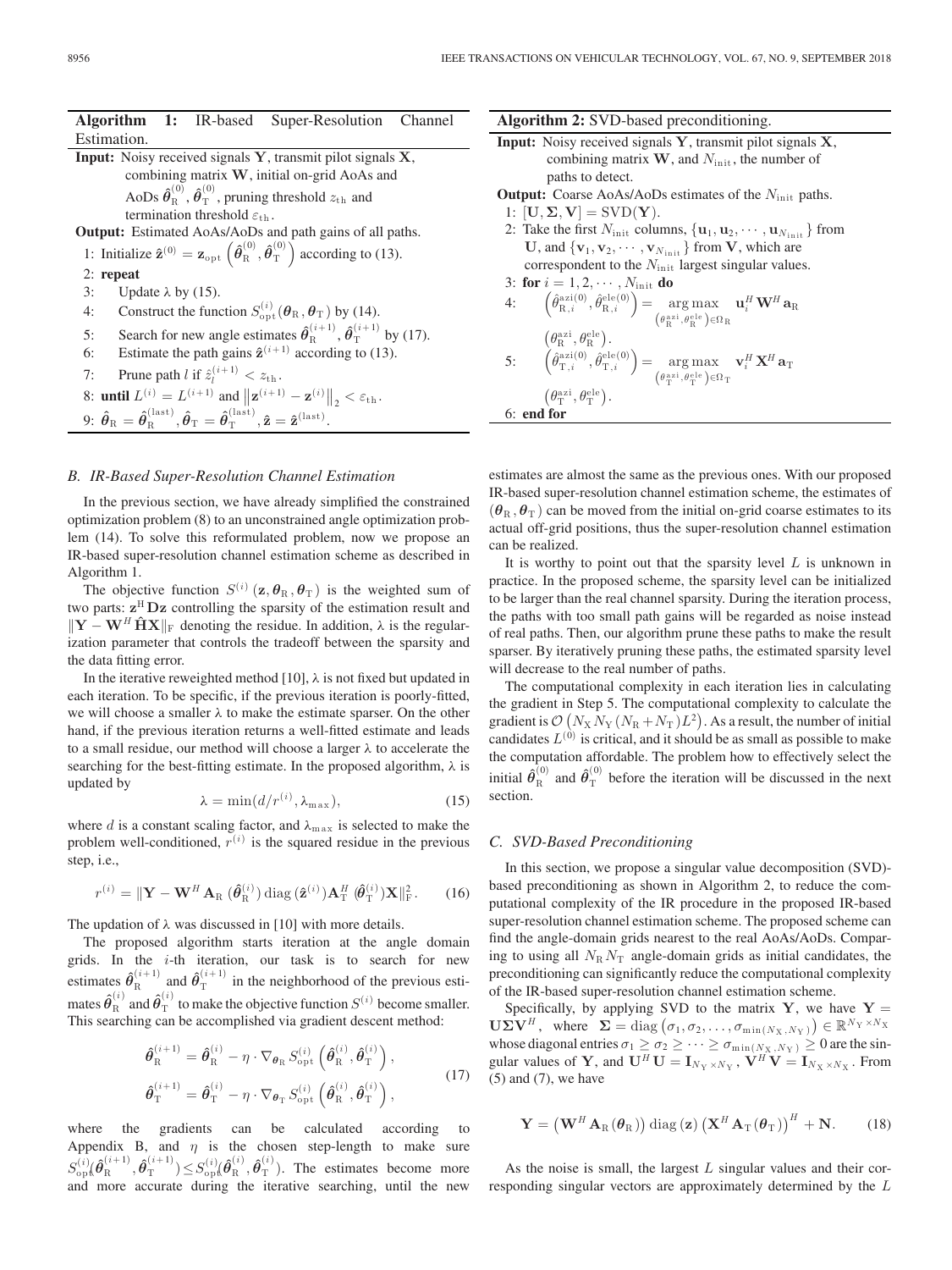**Algorithm 1:** IR-based Super-Resolution Channel Estimation.

**Input:** Noisy received signals $\mathbf{Y}$, transmit pilot signals $\mathbf{X}$, combining matrix $\mathbf{W}$, initial on-grid AoAs and AoDs $\hat{\boldsymbol{\theta}}_{\rm R}^{(0)}$, $\hat{\boldsymbol{\theta}}_{\rm T}^{(0)}$, pruning threshold $z_{\rm th}$ and termination threshold $\varepsilon_{\rm th}$.

**Output:** Estimated AoAs/AoDs and path gains of all paths.

1: Initialize $\hat{\mathbf{z}}^{(0)} = \mathbf{z}_{\rm opt}\left(\hat{\boldsymbol{\theta}}_{\rm R}^{(0)}, \hat{\boldsymbol{\theta}}_{\rm T}^{(0)}\right)$ according to (13).

2: **repeat**

3: Update $\lambda$ by (15).

4: Construct the function $S_{\rm opt}^{(i)}(\boldsymbol{\theta}_{\rm R}, \boldsymbol{\theta}_{\rm T})$ by (14).

5: Search for new angle estimates $\hat{\boldsymbol{\theta}}_{\rm R}^{(i+1)}$, $\hat{\boldsymbol{\theta}}_{\rm T}^{(i+1)}$ by (17).

6: Estimate the path gains $\hat{\mathbf{z}}^{(i+1)}$ according to (13).

7: Prune path $l$ if $\hat{z}_l^{(i+1)} < z_{\rm th}$.

8: **until** $L^{(i)} = L^{(i+1)}$ and $\left\|\mathbf{z}^{(i+1)} - \mathbf{z}^{(i)}\right\|_2 < \varepsilon_{\rm th}$.

9: $\hat{\boldsymbol{\theta}}_{\rm R} = \hat{\boldsymbol{\theta}}_{\rm R}^{(\rm last)}, \hat{\boldsymbol{\theta}}_{\rm T} = \hat{\boldsymbol{\theta}}_{\rm T}^{(\rm last)}, \hat{\mathbf{z}} = \hat{\mathbf{z}}^{(\rm last)}$.

### B. IR-Based Super-Resolution Channel Estimation

In the previous section, we have already simplified the constrained optimization problem (8) to an unconstrained angle optimization problem (14). To solve this reformulated problem, now we propose an IR-based super-resolution channel estimation scheme as described in Algorithm 1.

The objective function $S^{(i)}(\mathbf{z}, \boldsymbol{\theta}_{\rm R}, \boldsymbol{\theta}_{\rm T})$ is the weighted sum of two parts: $\mathbf{z}^{\rm H}\mathbf{D}\mathbf{z}$ controlling the sparsity of the estimation result and $\|\mathbf{Y} - \mathbf{W}^H\hat{\mathbf{H}}\mathbf{X}\|_{\rm F}$ denoting the residue. In addition, $\lambda$ is the regularization parameter that controls the tradeoff between the sparsity and the data fitting error.

In the iterative reweighted method [10], $\lambda$ is not fixed but updated in each iteration. To be specific, if the previous iteration is poorly-fitted, we will choose a smaller $\lambda$ to make the estimate sparser. On the other hand, if the previous iteration returns a well-fitted estimate and leads to a small residue, our method will choose a larger $\lambda$ to accelerate the searching for the best-fitting estimate. In the proposed algorithm, $\lambda$ is updated by

$$\lambda = \min(d/r^{(i)}, \lambda_{\max}), \tag{15}$$

where $d$ is a constant scaling factor, and $\lambda_{\max}$ is selected to make the problem well-conditioned, $r^{(i)}$ is the squared residue in the previous step, i.e.,

$$r^{(i)} = \|\mathbf{Y} - \mathbf{W}^H\mathbf{A}_{\rm R}(\hat{\boldsymbol{\theta}}_{\rm R}^{(i)})\,{\rm diag}(\hat{\mathbf{z}}^{(i)})\mathbf{A}_{\rm T}^H(\hat{\boldsymbol{\theta}}_{\rm T}^{(i)})\mathbf{X}\|_{\rm F}^2. \tag{16}$$

The updation of $\lambda$ was discussed in [10] with more details.

The proposed algorithm starts iteration at the angle domain grids. In the $i$-th iteration, our task is to search for new estimates $\hat{\boldsymbol{\theta}}_{\rm R}^{(i+1)}$ and $\hat{\boldsymbol{\theta}}_{\rm T}^{(i+1)}$ in the neighborhood of the previous estimates $\hat{\boldsymbol{\theta}}_{\rm R}^{(i)}$ and $\hat{\boldsymbol{\theta}}_{\rm T}^{(i)}$ to make the objective function $S^{(i)}$ become smaller. This searching can be accomplished via gradient descent method:

$$\begin{aligned}
\hat{\boldsymbol{\theta}}_{\rm R}^{(i+1)} &= \hat{\boldsymbol{\theta}}_{\rm R}^{(i)} - \eta \cdot \nabla_{\boldsymbol{\theta}_{\rm R}} S_{\rm opt}^{(i)}\left(\hat{\boldsymbol{\theta}}_{\rm R}^{(i)}, \hat{\boldsymbol{\theta}}_{\rm T}^{(i)}\right),\\
\hat{\boldsymbol{\theta}}_{\rm T}^{(i+1)} &= \hat{\boldsymbol{\theta}}_{\rm T}^{(i)} - \eta \cdot \nabla_{\boldsymbol{\theta}_{\rm T}} S_{\rm opt}^{(i)}\left(\hat{\boldsymbol{\theta}}_{\rm R}^{(i)}, \hat{\boldsymbol{\theta}}_{\rm T}^{(i)}\right),
\end{aligned} \tag{17}$$

where the gradients can be calculated according to Appendix B, and $\eta$ is the chosen step-length to make sure $S_{\rm opt}^{(i)}(\hat{\boldsymbol{\theta}}_{\rm R}^{(i+1)}, \hat{\boldsymbol{\theta}}_{\rm T}^{(i+1)}) \le S_{\rm opt}^{(i)}(\hat{\boldsymbol{\theta}}_{\rm R}^{(i)}, \hat{\boldsymbol{\theta}}_{\rm T}^{(i)})$. The estimates become more and more accurate during the iterative searching, until the new estimates are almost the same as the previous ones. With our proposed IR-based super-resolution channel estimation scheme, the estimates of $(\boldsymbol{\theta}_{\rm R}, \boldsymbol{\theta}_{\rm T})$ can be moved from the initial on-grid coarse estimates to its actual off-grid positions, thus the super-resolution channel estimation can be realized.

It is worthy to point out that the sparsity level $L$ is unknown in practice. In the proposed scheme, the sparsity level can be initialized to be larger than the real channel sparsity. During the iteration process, the paths with too small path gains will be regarded as noise instead of real paths. Then, our algorithm prune these paths to make the result sparser. By iteratively pruning these paths, the estimated sparsity level will decrease to the real number of paths.

The computational complexity in each iteration lies in calculating the gradient in Step 5. The computational complexity to calculate the gradient is $\mathcal{O}\left(N_{\rm X}N_{\rm Y}(N_{\rm R}+N_{\rm T})L^2\right)$. As a result, the number of initial candidates $L^{(0)}$ is critical, and it should be as small as possible to make the computation affordable. The problem how to effectively select the initial $\hat{\boldsymbol{\theta}}_{\rm R}^{(0)}$ and $\hat{\boldsymbol{\theta}}_{\rm T}^{(0)}$ before the iteration will be discussed in the next section.

**Algorithm 2:** SVD-based preconditioning.

**Input:** Noisy received signals $\mathbf{Y}$, transmit pilot signals $\mathbf{X}$, combining matrix $\mathbf{W}$, and $N_{\rm init}$, the number of paths to detect.

**Output:** Coarse AoAs/AoDs estimates of the $N_{\rm init}$ paths.

1: $[\mathbf{U}, \boldsymbol{\Sigma}, \mathbf{V}] = {\rm SVD}(\mathbf{Y})$.

2: Take the first $N_{\rm init}$ columns, $\{\mathbf{u}_1, \mathbf{u}_2, \cdots, \mathbf{u}_{N_{\rm init}}\}$ from $\mathbf{U}$, and $\{\mathbf{v}_1, \mathbf{v}_2, \cdots, \mathbf{v}_{N_{\rm init}}\}$ from $\mathbf{V}$, which are correspondent to the $N_{\rm init}$ largest singular values.

3: **for** $i = 1, 2, \cdots, N_{\rm init}$ **do**

4: $\left(\hat{\theta}_{{\rm R},i}^{\rm azi(0)}, \hat{\theta}_{{\rm R},i}^{\rm ele(0)}\right) = \underset{\left(\theta_{\rm R}^{\rm azi}, \theta_{\rm R}^{\rm ele}\right)\in\Omega_{\rm R}}{\arg\max}\ \mathbf{u}_i^H\mathbf{W}^H\mathbf{a}_{\rm R}\left(\theta_{\rm R}^{\rm azi}, \theta_{\rm R}^{\rm ele}\right)$.

5: $\left(\hat{\theta}_{{\rm T},i}^{\rm azi(0)}, \hat{\theta}_{{\rm T},i}^{\rm ele(0)}\right) = \underset{\left(\theta_{\rm T}^{\rm azi}, \theta_{\rm T}^{\rm ele}\right)\in\Omega_{\rm T}}{\arg\max}\ \mathbf{v}_i^H\mathbf{X}^H\mathbf{a}_{\rm T}\left(\theta_{\rm T}^{\rm azi}, \theta_{\rm T}^{\rm ele}\right)$.

6: **end for**

### C. SVD-Based Preconditioning

In this section, we propose a singular value decomposition (SVD)-based preconditioning as shown in Algorithm 2, to reduce the computational complexity of the IR procedure in the proposed IR-based super-resolution channel estimation scheme. The proposed scheme can find the angle-domain grids nearest to the real AoAs/AoDs. Comparing to using all $N_{\rm R}N_{\rm T}$ angle-domain grids as initial candidates, the preconditioning can significantly reduce the computational complexity of the IR-based super-resolution channel estimation scheme.

Specifically, by applying SVD to the matrix $\mathbf{Y}$, we have $\mathbf{Y} = \mathbf{U}\boldsymbol{\Sigma}\mathbf{V}^H$, where $\boldsymbol{\Sigma} = {\rm diag}\left(\sigma_1, \sigma_2, \ldots, \sigma_{\min(N_{\rm X}, N_{\rm Y})}\right) \in \mathbb{R}^{N_{\rm Y}\times N_{\rm X}}$ whose diagonal entries $\sigma_1 \ge \sigma_2 \ge \cdots \ge \sigma_{\min(N_{\rm X}, N_{\rm Y})} \ge 0$ are the singular values of $\mathbf{Y}$, and $\mathbf{U}^H\mathbf{U} = \mathbf{I}_{N_{\rm Y}\times N_{\rm Y}}$, $\mathbf{V}^H\mathbf{V} = \mathbf{I}_{N_{\rm X}\times N_{\rm X}}$. From (5) and (7), we have

$$\mathbf{Y} = \left(\mathbf{W}^H\mathbf{A}_{\rm R}(\boldsymbol{\theta}_{\rm R})\right){\rm diag}(\mathbf{z})\left(\mathbf{X}^H\mathbf{A}_{\rm T}(\boldsymbol{\theta}_{\rm T})\right)^H + \mathbf{N}. \tag{18}$$

As the noise is small, the largest $L$ singular values and their corresponding singular vectors are approximately determined by the $L$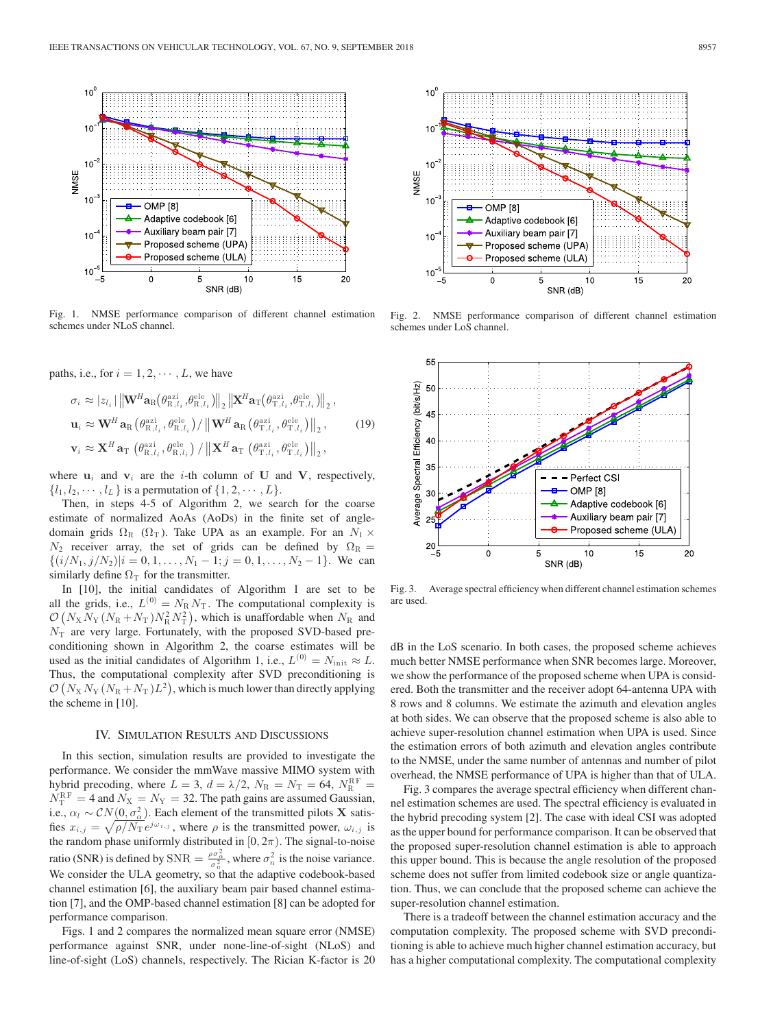Fig. 1. NMSE performance comparison of different channel estimation schemes under NLoS channel.

Fig. 2. NMSE performance comparison of different channel estimation schemes under LoS channel.

Fig. 3. Average spectral efficiency when different channel estimation schemes are used.

paths, i.e., for $i = 1, 2, \cdots, L$, we have

$$
\begin{aligned}
\sigma_i &\approx |z_{l_i}| \left\| \mathbf{W}^H \mathbf{a}_\text{R}\left(\theta_{\text{R},l_i}^{\text{azi}}, \theta_{\text{R},l_i}^{\text{ele}}\right) \right\|_2 \left\| \mathbf{X}^H \mathbf{a}_\text{T}\left(\theta_{\text{T},l_i}^{\text{azi}}, \theta_{\text{T},l_i}^{\text{ele}}\right) \right\|_2, \\
\mathbf{u}_i &\approx \mathbf{W}^H \mathbf{a}_\text{R}\left(\theta_{\text{R},l_i}^{\text{azi}}, \theta_{\text{R},l_i}^{\text{ele}}\right) / \left\| \mathbf{W}^H \mathbf{a}_\text{R}\left(\theta_{\text{T},l_i}^{\text{azi}}, \theta_{\text{T},l_i}^{\text{ele}}\right) \right\|_2, \\
\mathbf{v}_i &\approx \mathbf{X}^H \mathbf{a}_\text{T}\left(\theta_{\text{R},l_i}^{\text{azi}}, \theta_{\text{R},l_i}^{\text{ele}}\right) / \left\| \mathbf{X}^H \mathbf{a}_\text{T}\left(\theta_{\text{T},l_i}^{\text{azi}}, \theta_{\text{T},l_i}^{\text{ele}}\right) \right\|_2,
\end{aligned}
\tag{19}
$$

where $\mathbf{u}_i$ and $\mathbf{v}_i$ are the $i$-th column of $\mathbf{U}$ and $\mathbf{V}$, respectively, $\{l_1, l_2, \cdots, l_L\}$ is a permutation of $\{1, 2, \cdots, L\}$.

Then, in steps 4-5 of Algorithm 2, we search for the coarse estimate of normalized AoAs (AoDs) in the finite set of angle-domain grids $\Omega_\text{R}$ ($\Omega_\text{T}$). Take UPA as an example. For an $N_1 \times N_2$ receiver array, the set of grids can be defined by $\Omega_\text{R} = \{(i/N_1, j/N_2) | i = 0, 1, \ldots, N_1 - 1; j = 0, 1, \ldots, N_2 - 1\}$. We can similarly define $\Omega_\text{T}$ for the transmitter.

In [10], the initial candidates of Algorithm 1 are set to be all the grids, i.e., $L^{(0)} = N_\text{R} N_\text{T}$. The computational complexity is $\mathcal{O}\left(N_\text{X} N_\text{Y} (N_\text{R} + N_\text{T}) N_\text{R}^2 N_\text{T}^2\right)$, which is unaffordable when $N_\text{R}$ and $N_\text{T}$ are very large. Fortunately, with the proposed SVD-based preconditioning shown in Algorithm 2, the coarse estimates will be used as the initial candidates of Algorithm 1, i.e., $L^{(0)} = N_\text{init} \approx L$. Thus, the computational complexity after SVD preconditioning is $\mathcal{O}\left(N_\text{X} N_\text{Y} (N_\text{R} + N_\text{T}) L^2\right)$, which is much lower than directly applying the scheme in [10].

## IV. Simulation Results and Discussions

In this section, simulation results are provided to investigate the performance. We consider the mmWave massive MIMO system with hybrid precoding, where $L = 3$, $d = \lambda/2$, $N_\text{R} = N_\text{T} = 64$, $N_\text{R}^\text{RF} = N_\text{T}^\text{RF} = 4$ and $N_\text{X} = N_\text{Y} = 32$. The path gains are assumed Gaussian, i.e., $\alpha_l \sim \mathcal{CN}(0, \sigma_\alpha^2)$. Each element of the transmitted pilots $\mathbf{X}$ satisfies $x_{i,j} = \sqrt{\rho / N_\text{T}} e^{j\omega_{i,j}}$, where $\rho$ is the transmitted power, $\omega_{i,j}$ is the random phase uniformly distributed in $[0, 2\pi)$. The signal-to-noise ratio (SNR) is defined by $\text{SNR} = \frac{\rho \sigma_\alpha^2}{\sigma_n^2}$, where $\sigma_n^2$ is the noise variance. We consider the ULA geometry, so that the adaptive codebook-based channel estimation [6], the auxiliary beam pair based channel estimation [7], and the OMP-based channel estimation [8] can be adopted for performance comparison.

Figs. 1 and 2 compares the normalized mean square error (NMSE) performance against SNR, under none-line-of-sight (NLoS) and line-of-sight (LoS) channels, respectively. The Rician K-factor is 20 dB in the LoS scenario. In both cases, the proposed scheme achieves much better NMSE performance when SNR becomes large. Moreover, we show the performance of the proposed scheme when UPA is considered. Both the transmitter and the receiver adopt 64-antenna UPA with 8 rows and 8 columns. We estimate the azimuth and elevation angles at both sides. We can observe that the proposed scheme is also able to achieve super-resolution channel estimation when UPA is used. Since the estimation errors of both azimuth and elevation angles contribute to the NMSE, under the same number of antennas and number of pilot overhead, the NMSE performance of UPA is higher than that of ULA.

Fig. 3 compares the average spectral efficiency when different channel estimation schemes are used. The spectral efficiency is evaluated in the hybrid precoding system [2]. The case with ideal CSI was adopted as the upper bound for performance comparison. It can be observed that the proposed super-resolution channel estimation is able to approach this upper bound. This is because the angle resolution of the proposed scheme does not suffer from limited codebook size or angle quantization. Thus, we can conclude that the proposed scheme can achieve the super-resolution channel estimation.

There is a tradeoff between the channel estimation accuracy and the computation complexity. The proposed scheme with SVD preconditioning is able to achieve much higher channel estimation accuracy, but has a higher computational complexity. The computational complexity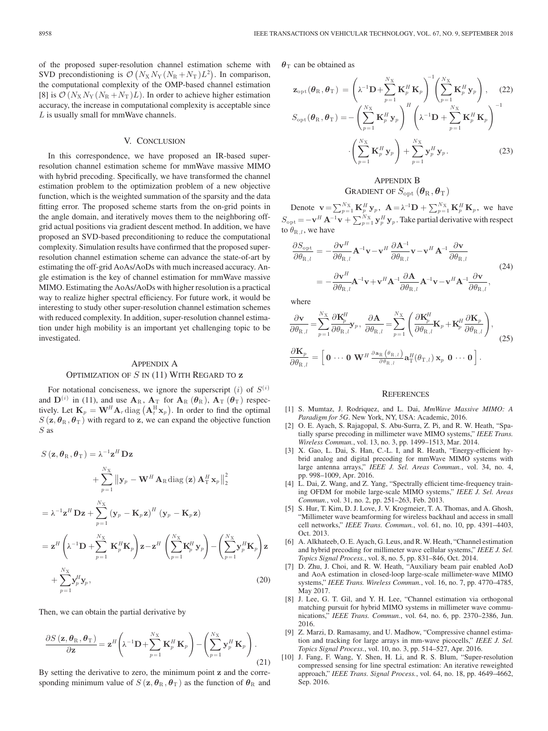of the proposed super-resolution channel estimation scheme with SVD precondistioning is $\mathcal{O}\left(N_{\mathrm{X}} N_{\mathrm{Y}} (N_{\mathrm{R}} + N_{\mathrm{T}}) L^2\right)$. In comparison, the computational complexity of the OMP-based channel estimation [8] is $\mathcal{O}\left(N_{\mathrm{X}} N_{\mathrm{Y}} (N_{\mathrm{R}} + N_{\mathrm{T}}) L\right)$. In order to achieve higher estimation accuracy, the increase in computational complexity is acceptable since $L$ is usually small for mmWave channels.

## V. Conclusion

In this correspondence, we have proposed an IR-based super-resolution channel estimation scheme for mmWave massive MIMO with hybrid precoding. Specifically, we have transformed the channel estimation problem to the optimization problem of a new objective function, which is the weighted summation of the sparsity and the data fitting error. The proposed scheme starts from the on-grid points in the angle domain, and iteratively moves them to the neighboring off-grid actual positions via gradient descent method. In addition, we have proposed an SVD-based preconditioning to reduce the computational complexity. Simulation results have confirmed that the proposed super-resolution channel estimation scheme can advance the state-of-art by estimating the off-grid AoAs/AoDs with much increased accuracy. Angle estimation is the key of channel estimation for mmWave massive MIMO. Estimating the AoAs/AoDs with higher resolution is a practical way to realize higher spectral efficiency. For future work, it would be interesting to study other super-resolution channel estimation schemes with reduced complexity. In addition, super-resolution channel estimation under high mobility is an important yet challenging topic to be investigated.

## Appendix A
## Optimization of $S$ in (11) With Regard to $\mathbf{z}$

For notational conciseness, we ignore the superscript $(i)$ of $S^{(i)}$ and $\mathbf{D}^{(i)}$ in (11), and use $\mathbf{A}_{\mathrm{R}}$, $\mathbf{A}_{\mathrm{T}}$ for $\mathbf{A}_{\mathrm{R}}(\boldsymbol{\theta}_{\mathrm{R}})$, $\mathbf{A}_{\mathrm{T}}(\boldsymbol{\theta}_{\mathrm{T}})$ respectively. Let $\mathbf{K}_p = \mathbf{W}^H \mathbf{A}_r \operatorname{diag}\left(\mathbf{A}_t^{\mathrm{H}} \mathbf{x}_p\right)$. In order to find the optimal $S(\mathbf{z}, \boldsymbol{\theta}_{\mathrm{R}}, \boldsymbol{\theta}_{\mathrm{T}})$ with regard to $\mathbf{z}$, we can expand the objective function $S$ as

$$
\begin{aligned}
S(\mathbf{z}, \boldsymbol{\theta}_{\mathrm{R}}, \boldsymbol{\theta}_{\mathrm{T}}) &= \lambda^{-1} \mathbf{z}^H \mathbf{D} \mathbf{z} \\
&\quad + \sum_{p=1}^{N_{\mathrm{X}}} \left\| \mathbf{y}_p - \mathbf{W}^H \mathbf{A}_{\mathrm{R}} \operatorname{diag}(\mathbf{z}) \mathbf{A}_{\mathrm{T}}^H \mathbf{x}_p \right\|_2^2 \\
&= \lambda^{-1} \mathbf{z}^H \mathbf{D} \mathbf{z} + \sum_{p=1}^{N_{\mathrm{X}}} (\mathbf{y}_p - \mathbf{K}_p \mathbf{z})^H (\mathbf{y}_p - \mathbf{K}_p \mathbf{z}) \\
&= \mathbf{z}^H \left( \lambda^{-1} \mathbf{D} + \sum_{p=1}^{N_{\mathrm{X}}} \mathbf{K}_p^H \mathbf{K}_p \right) \mathbf{z} - \mathbf{z}^H \left( \sum_{p=1}^{N_{\mathrm{X}}} \mathbf{K}_p^H \mathbf{y}_p \right) - \left( \sum_{p=1}^{N_{\mathrm{X}}} \mathbf{y}_p^H \mathbf{K}_p \right) \mathbf{z} \\
&\quad + \sum_{p=1}^{N_{\mathrm{X}}} \mathbf{y}_p^H \mathbf{y}_p,
\end{aligned}
\tag{20}
$$

Then, we can obtain the partial derivative by

$$
\frac{\partial S(\mathbf{z}, \boldsymbol{\theta}_{\mathrm{R}}, \boldsymbol{\theta}_{\mathrm{T}})}{\partial \mathbf{z}} = \mathbf{z}^H \left( \lambda^{-1} \mathbf{D} + \sum_{p=1}^{N_{\mathrm{X}}} \mathbf{K}_p^H \mathbf{K}_p \right) - \left( \sum_{p=1}^{N_{\mathrm{X}}} \mathbf{y}_p^H \mathbf{K}_p \right).
\tag{21}
$$

By setting the derivative to zero, the minimum point $\mathbf{z}$ and the corresponding minimum value of $S(\mathbf{z}, \boldsymbol{\theta}_{\mathrm{R}}, \boldsymbol{\theta}_{\mathrm{T}})$ as the function of $\boldsymbol{\theta}_{\mathrm{R}}$ and $\boldsymbol{\theta}_{\mathrm{T}}$ can be obtained as

$$
\mathbf{z}_{\mathrm{opt}}(\boldsymbol{\theta}_{\mathrm{R}}, \boldsymbol{\theta}_{\mathrm{T}}) = \left( \lambda^{-1} \mathbf{D} + \sum_{p=1}^{N_{\mathrm{X}}} \mathbf{K}_p^H \mathbf{K}_p \right)^{-1} \left( \sum_{p=1}^{N_{\mathrm{X}}} \mathbf{K}_p^H \mathbf{y}_p \right),
\tag{22}
$$

$$
\begin{aligned}
S_{\mathrm{opt}}(\boldsymbol{\theta}_{\mathrm{R}}, \boldsymbol{\theta}_{\mathrm{T}}) &= - \left( \sum_{p=1}^{N_{\mathrm{X}}} \mathbf{K}_p^H \mathbf{y}_p \right)^H \left( \lambda^{-1} \mathbf{D} + \sum_{p=1}^{N_{\mathrm{X}}} \mathbf{K}_p^H \mathbf{K}_p \right)^{-1} \\
&\quad \cdot \left( \sum_{p=1}^{N_{\mathrm{X}}} \mathbf{K}_p^H \mathbf{y}_p \right) + \sum_{p=1}^{N_{\mathrm{X}}} \mathbf{y}_p^H \mathbf{y}_p.
\end{aligned}
\tag{23}
$$

## Appendix B
## Gradient of $S_{\mathrm{opt}}(\boldsymbol{\theta}_{\mathrm{R}}, \boldsymbol{\theta}_{\mathrm{T}})$

Denote $\mathbf{v} = \sum_{p=1}^{N_{\mathrm{X}}} \mathbf{K}_p^H \mathbf{y}_p$, $\mathbf{A} = \lambda^{-1} \mathbf{D} + \sum_{p=1}^{N_{\mathrm{X}}} \mathbf{K}_p^H \mathbf{K}_p$, we have $S_{\mathrm{opt}} = -\mathbf{v}^H \mathbf{A}^{-1} \mathbf{v} + \sum_{p=1}^{N_{\mathrm{X}}} \mathbf{y}_p^H \mathbf{y}_p$. Take partial derivative with respect to $\theta_{\mathrm{R},l}$, we have

$$
\begin{aligned}
\frac{\partial S_{\mathrm{opt}}}{\partial \theta_{\mathrm{R},l}} &= -\frac{\partial \mathbf{v}^H}{\partial \theta_{\mathrm{R},l}} \mathbf{A}^{-1} \mathbf{v} - \mathbf{v}^H \frac{\partial \mathbf{A}^{-1}}{\partial \theta_{\mathrm{R},l}} \mathbf{v} - \mathbf{v}^H \mathbf{A}^{-1} \frac{\partial \mathbf{v}}{\partial \theta_{\mathrm{R},l}} \\
&= -\frac{\partial \mathbf{v}^H}{\partial \theta_{\mathrm{R},l}} \mathbf{A}^{-1} \mathbf{v} + \mathbf{v}^H \mathbf{A}^{-1} \frac{\partial \mathbf{A}}{\partial \theta_{\mathrm{R},l}} \mathbf{A}^{-1} \mathbf{v} - \mathbf{v}^H \mathbf{A}^{-1} \frac{\partial \mathbf{v}}{\partial \theta_{\mathrm{R},l}},
\end{aligned}
\tag{24}
$$

where

$$
\frac{\partial \mathbf{v}}{\partial \theta_{\mathrm{R},l}} = \sum_{p=1}^{N_{\mathrm{X}}} \frac{\partial \mathbf{K}_p^H}{\partial \theta_{\mathrm{R},l}} \mathbf{y}_p, \quad \frac{\partial \mathbf{A}}{\partial \theta_{\mathrm{R},l}} = \sum_{p=1}^{N_{\mathrm{X}}} \left( \frac{\partial \mathbf{K}_p^H}{\partial \theta_{\mathrm{R},l}} \mathbf{K}_p + \mathbf{K}_p^H \frac{\partial \mathbf{K}_p}{\partial \theta_{\mathrm{R},l}} \right),
\tag{25}
$$

$$
\frac{\partial \mathbf{K}_p}{\partial \theta_{\mathrm{R},l}} = \left[ \mathbf{0} \cdots \mathbf{0} \;\; \mathbf{W}^H \frac{\partial \mathbf{a}_{\mathrm{R}}(\theta_{\mathrm{R},l})}{\partial \theta_{\mathrm{R},l}} \mathbf{a}_{\mathrm{T}}^H(\theta_{\mathrm{T},l}) \mathbf{x}_p \;\; \mathbf{0} \cdots \mathbf{0} \right].
$$

## References

[1] S. Mumtaz, J. Rodriquez, and L. Dai, *MmWave Massive MIMO: A Paradigm for 5G*. New York, NY, USA: Academic, 2016.

[2] O. E. Ayach, S. Rajagopal, S. Abu-Surra, Z. Pi, and R. W. Heath, "Spatially sparse precoding in millimeter wave MIMO systems," *IEEE Trans. Wireless Commun.*, vol. 13, no. 3, pp. 1499–1513, Mar. 2014.

[3] X. Gao, L. Dai, S. Han, C.-L. I, and R. Heath, "Energy-efficient hybrid analog and digital precoding for mmWave MIMO systems with large antenna arrays," *IEEE J. Sel. Areas Commun.*, vol. 34, no. 4, pp. 998–1009, Apr. 2016.

[4] L. Dai, Z. Wang, and Z. Yang, "Spectrally efficient time-frequency training OFDM for mobile large-scale MIMO systems," *IEEE J. Sel. Areas Commun.*, vol. 31, no. 2, pp. 251–263, Feb. 2013.

[5] S. Hur, T. Kim, D. J. Love, J. V. Krogmeier, T. A. Thomas, and A. Ghosh, "Millimeter wave beamforming for wireless backhaul and access in small cell networks," *IEEE Trans. Commun.*, vol. 61, no. 10, pp. 4391–4403, Oct. 2013.

[6] A. Alkhateeb, O. E. Ayach, G. Leus, and R. W. Heath, "Channel estimation and hybrid precoding for millimeter wave cellular systems," *IEEE J. Sel. Topics Signal Process.*, vol. 8, no. 5, pp. 831–846, Oct. 2014.

[7] D. Zhu, J. Choi, and R. W. Heath, "Auxiliary beam pair enabled AoD and AoA estimation in closed-loop large-scale millimeter-wave MIMO systems," *IEEE Trans. Wireless Commun.*, vol. 16, no. 7, pp. 4770–4785, May 2017.

[8] J. Lee, G. T. Gil, and Y. H. Lee, "Channel estimation via orthogonal matching pursuit for hybrid MIMO systems in millimeter wave communications," *IEEE Trans. Commun.*, vol. 64, no. 6, pp. 2370–2386, Jun. 2016.

[9] Z. Marzi, D. Ramasamy, and U. Madhow, "Compressive channel estimation and tracking for large arrays in mm-wave picocells," *IEEE J. Sel. Topics Signal Process.*, vol. 10, no. 3, pp. 514–527, Apr. 2016.

[10] J. Fang, F. Wang, Y. Shen, H. Li, and R. S. Blum, "Super-resolution compressed sensing for line spectral estimation: An iterative reweighted approach," *IEEE Trans. Signal Process.*, vol. 64, no. 18, pp. 4649–4662, Sep. 2016.